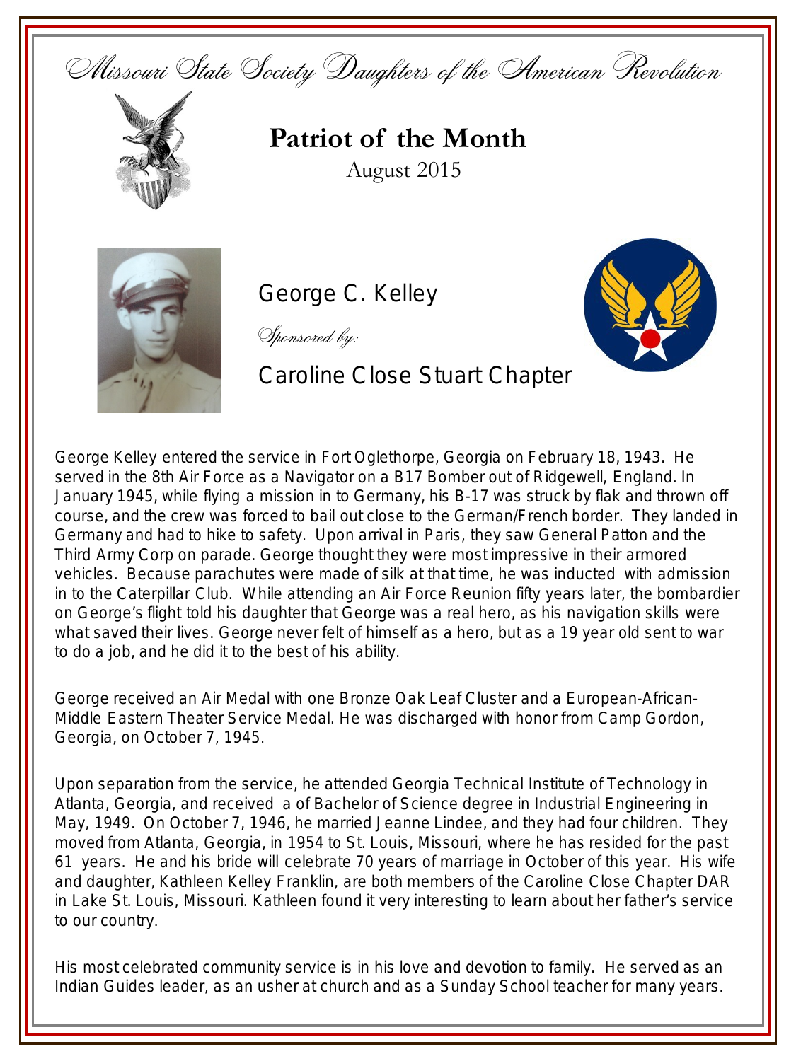*Missouri State Society Daughters of the American Revolution*

# Patriot of the Month

August 2015

## George C. Kelley

*Sponsored by:*

## Caroline Close Stuart Chapter

George Kelley entered the service in Fort Oglethorpe, Georgia on February 18, 1943. He served in the 8th Air Force as a Navigator on a B17 Bomber out of Ridgewell, England. In January 1945, while flying a mission in to Germany, his B-17 was struck by flak and thrown off course, and the crew was forced to bail out close to the German/French border. They landed in Germany and had to hike to safety. Upon arrival in Paris, they saw General Patton and the Third Army Corp on parade. George thought they were most impressive in their armored vehicles. Because parachutes were made of silk at that time, he was inducted with admission in to the Caterpillar Club. While attending an Air Force Reunion fifty years later, the bombardier on George's flight told his daughter that George was a real hero, as his navigation skills were what saved their lives. George never felt of himself as a hero, but as a 19 year old sent to war to do a job, and he did it to the best of his ability.

George received an Air Medal with one Bronze Oak Leaf Cluster and a European-African-Middle Eastern Theater Service Medal. He was discharged with honor from Camp Gordon, Georgia, on October 7, 1945.

Upon separation from the service, he attended Georgia Technical Institute of Technology in Atlanta, Georgia, and received a of Bachelor of Science degree in Industrial Engineering in May, 1949. On October 7, 1946, he married Jeanne Lindee, and they had four children. They moved from Atlanta, Georgia, in 1954 to St. Louis, Missouri, where he has resided for the past 61 years. He and his bride will celebrate 70 years of marriage in October of this year. His wife and daughter, Kathleen Kelley Franklin, are both members of the Caroline Close Chapter DAR in Lake St. Louis, Missouri. Kathleen found it very interesting to learn about her father's service to our country.

His most celebrated community service is in his love and devotion to family. He served as an Indian Guides leader, as an usher at church and as a Sunday School teacher for many years.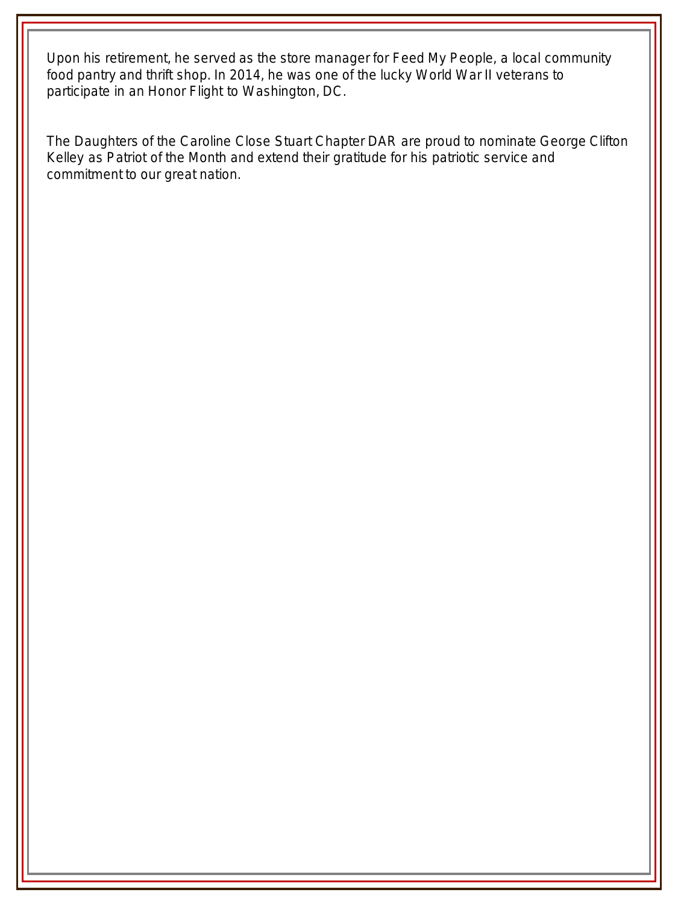Upon his retirement, he served as the store manager for Feed My People, a local community food pantry and thrift shop. In 2014, he was one of the lucky World War II veterans to participate in an Honor Flight to Washington, DC.

The Daughters of the Caroline Close Stuart Chapter DAR are proud to nominate George Clifton Kelley as Patriot of the Month and extend their gratitude for his patriotic service and commitment to our great nation.